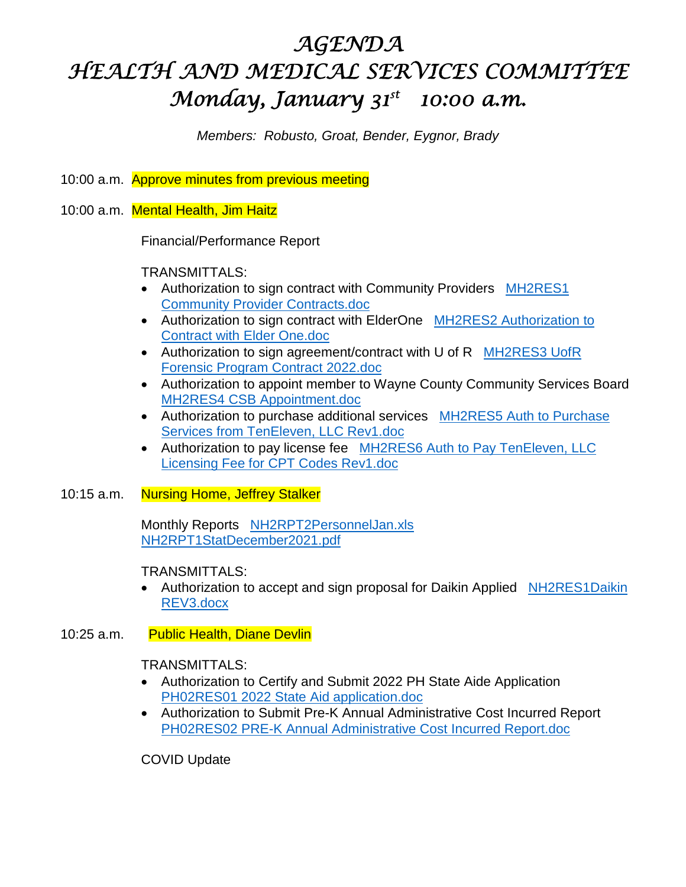# AGENDA
# HEALTH AND MEDICAL SERVICES COMMITTEE
# Monday, January 31st 10:00 a.m.

*Members: Robusto, Groat, Bender, Eygnor, Brady*

10:00 a.m. Approve minutes from previous meeting

10:00 a.m. Mental Health, Jim Haitz

Financial/Performance Report

TRANSMITTALS:

- Authorization to sign contract with Community Providers MH2RES1 Community Provider Contracts.doc
- Authorization to sign contract with ElderOne MH2RES2 Authorization to Contract with Elder One.doc
- Authorization to sign agreement/contract with U of R MH2RES3 UofR Forensic Program Contract 2022.doc
- Authorization to appoint member to Wayne County Community Services Board MH2RES4 CSB Appointment.doc
- Authorization to purchase additional services MH2RES5 Auth to Purchase Services from TenEleven, LLC Rev1.doc
- Authorization to pay license fee MH2RES6 Auth to Pay TenEleven, LLC Licensing Fee for CPT Codes Rev1.doc

10:15 a.m. Nursing Home, Jeffrey Stalker

Monthly Reports NH2RPT2PersonnelJan.xls NH2RPT1StatDecember2021.pdf

TRANSMITTALS:

- Authorization to accept and sign proposal for Daikin Applied NH2RES1Daikin REV3.docx

10:25 a.m. Public Health, Diane Devlin

TRANSMITTALS:

- Authorization to Certify and Submit 2022 PH State Aide Application PH02RES01 2022 State Aid application.doc
- Authorization to Submit Pre-K Annual Administrative Cost Incurred Report PH02RES02 PRE-K Annual Administrative Cost Incurred Report.doc

COVID Update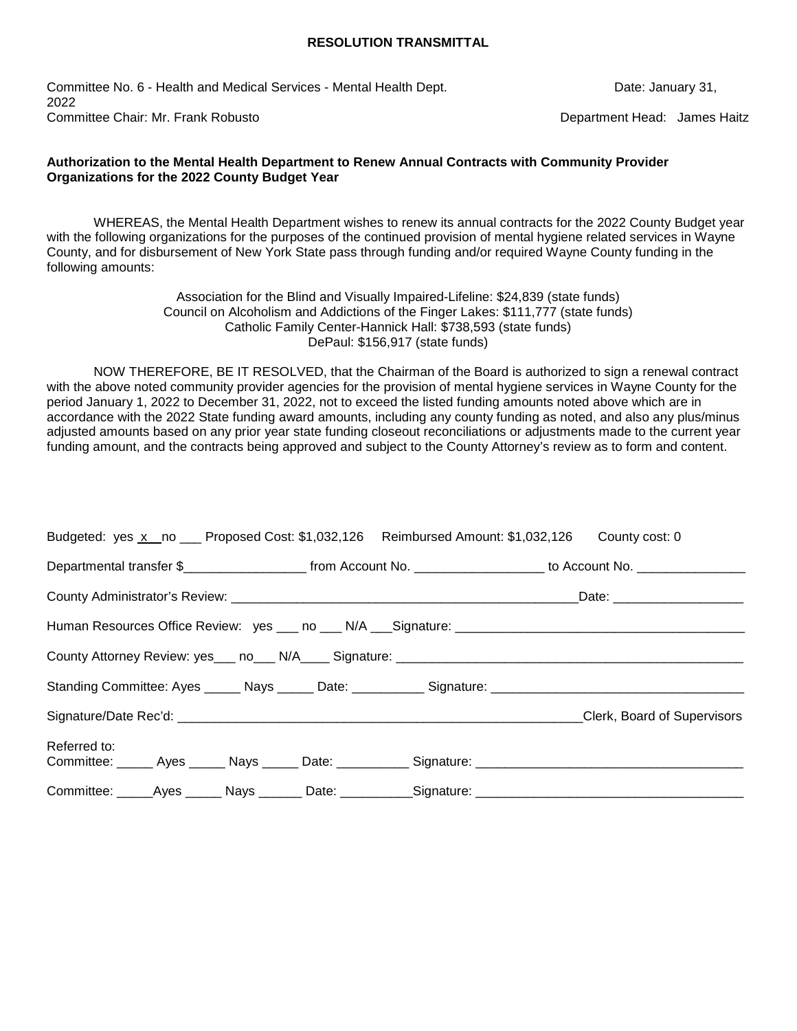**RESOLUTION TRANSMITTAL**

Committee No. 6 - Health and Medical Services - Mental Health Dept. Date: January 31, 2022
Committee Chair: Mr. Frank Robusto Department Head: James Haitz

**Authorization to the Mental Health Department to Renew Annual Contracts with Community Provider Organizations for the 2022 County Budget Year**

WHEREAS, the Mental Health Department wishes to renew its annual contracts for the 2022 County Budget year with the following organizations for the purposes of the continued provision of mental hygiene related services in Wayne County, and for disbursement of New York State pass through funding and/or required Wayne County funding in the following amounts:

Association for the Blind and Visually Impaired-Lifeline: $24,839 (state funds)
Council on Alcoholism and Addictions of the Finger Lakes: $111,777 (state funds)
Catholic Family Center-Hannick Hall: $738,593 (state funds)
DePaul: $156,917 (state funds)

NOW THEREFORE, BE IT RESOLVED, that the Chairman of the Board is authorized to sign a renewal contract with the above noted community provider agencies for the provision of mental hygiene services in Wayne County for the period January 1, 2022 to December 31, 2022, not to exceed the listed funding amounts noted above which are in accordance with the 2022 State funding award amounts, including any county funding as noted, and also any plus/minus adjusted amounts based on any prior year state funding closeout reconciliations or adjustments made to the current year funding amount, and the contracts being approved and subject to the County Attorney's review as to form and content.

Budgeted: yes x no ___ Proposed Cost: $1,032,126 Reimbursed Amount: $1,032,126 County cost: 0

Departmental transfer $_________________ from Account No. __________________ to Account No. _______________

County Administrator's Review: __________________________________________________Date: __________________

Human Resources Office Review: yes ___ no ___ N/A ___Signature: ________________________________________

County Attorney Review: yes___ no___ N/A____ Signature: _________________________________________________

Standing Committee: Ayes _____ Nays _____ Date: __________ Signature: __________________________________

Signature/Date Rec'd: _________________________________________________________Clerk, Board of Supervisors

Referred to:
Committee: _____ Ayes _____ Nays _____ Date: __________ Signature: ____________________________________

Committee: _____Ayes _____ Nays ______ Date: __________Signature: ____________________________________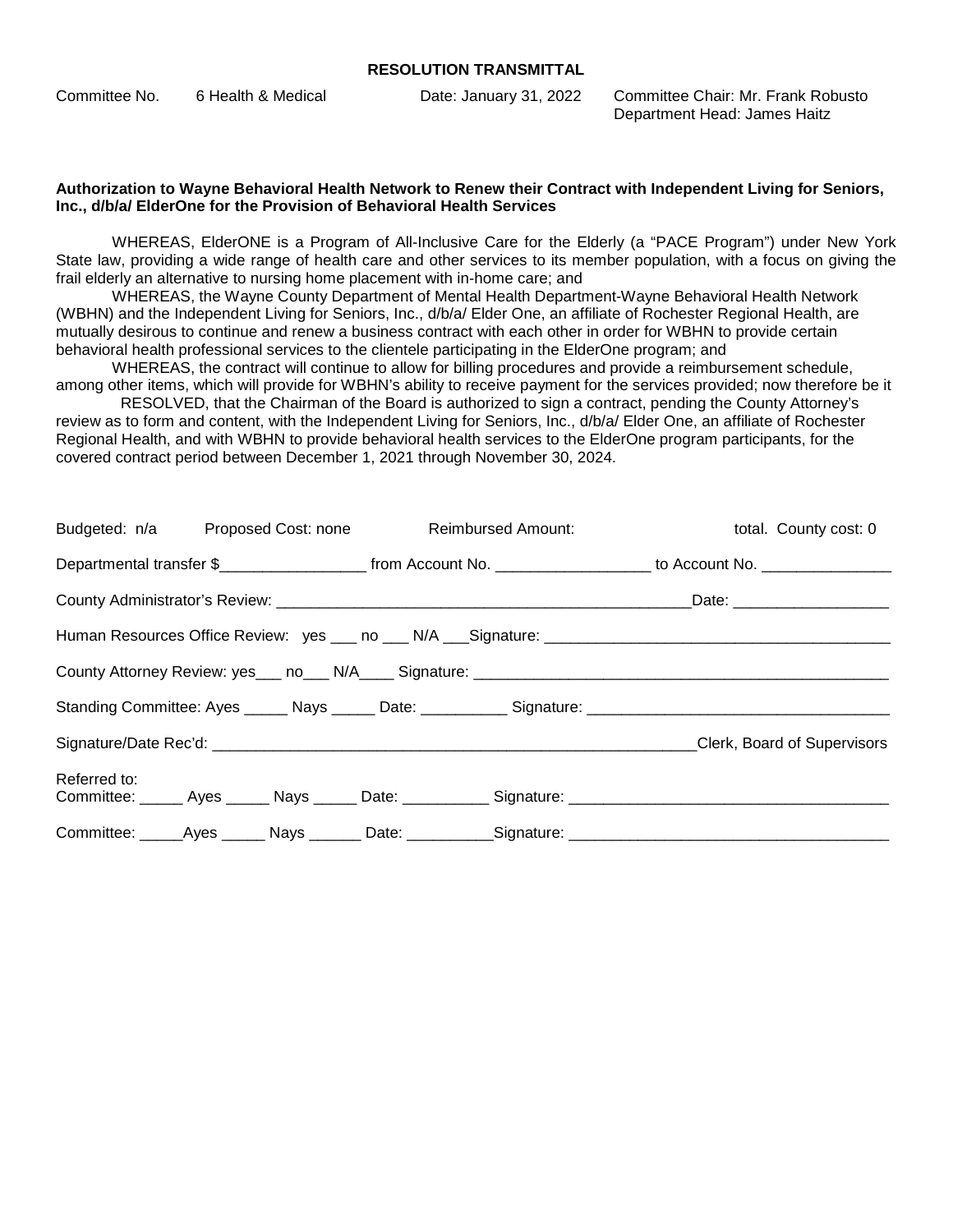**RESOLUTION TRANSMITTAL**

Committee No. 6 Health & Medical Date: January 31, 2022 Committee Chair: Mr. Frank Robusto
Department Head: James Haitz

**Authorization to Wayne Behavioral Health Network to Renew their Contract with Independent Living for Seniors, Inc., d/b/a/ ElderOne for the Provision of Behavioral Health Services**

WHEREAS, ElderONE is a Program of All-Inclusive Care for the Elderly (a "PACE Program") under New York State law, providing a wide range of health care and other services to its member population, with a focus on giving the frail elderly an alternative to nursing home placement with in-home care; and

WHEREAS, the Wayne County Department of Mental Health Department-Wayne Behavioral Health Network (WBHN) and the Independent Living for Seniors, Inc., d/b/a/ Elder One, an affiliate of Rochester Regional Health, are mutually desirous to continue and renew a business contract with each other in order for WBHN to provide certain behavioral health professional services to the clientele participating in the ElderOne program; and

WHEREAS, the contract will continue to allow for billing procedures and provide a reimbursement schedule, among other items, which will provide for WBHN's ability to receive payment for the services provided; now therefore be it

RESOLVED, that the Chairman of the Board is authorized to sign a contract, pending the County Attorney's review as to form and content, with the Independent Living for Seniors, Inc., d/b/a/ Elder One, an affiliate of Rochester Regional Health, and with WBHN to provide behavioral health services to the ElderOne program participants, for the covered contract period between December 1, 2021 through November 30, 2024.

Budgeted: n/a Proposed Cost: none Reimbursed Amount: total. County cost: 0

Departmental transfer $_________________ from Account No. _________________ to Account No. _______________

County Administrator's Review: _______________________________________________Date: _________________

Human Resources Office Review: yes ___ no ___ N/A ___Signature: _______________________________________

County Attorney Review: yes___ no___ N/A____ Signature: _______________________________________________

Standing Committee: Ayes _____ Nays _____ Date: __________ Signature: __________________________________

Signature/Date Rec'd: _______________________________________________________Clerk, Board of Supervisors

Referred to:
Committee: _____ Ayes _____ Nays _____ Date: __________ Signature: ___________________________________

Committee: _____Ayes _____ Nays ______ Date: __________Signature: ___________________________________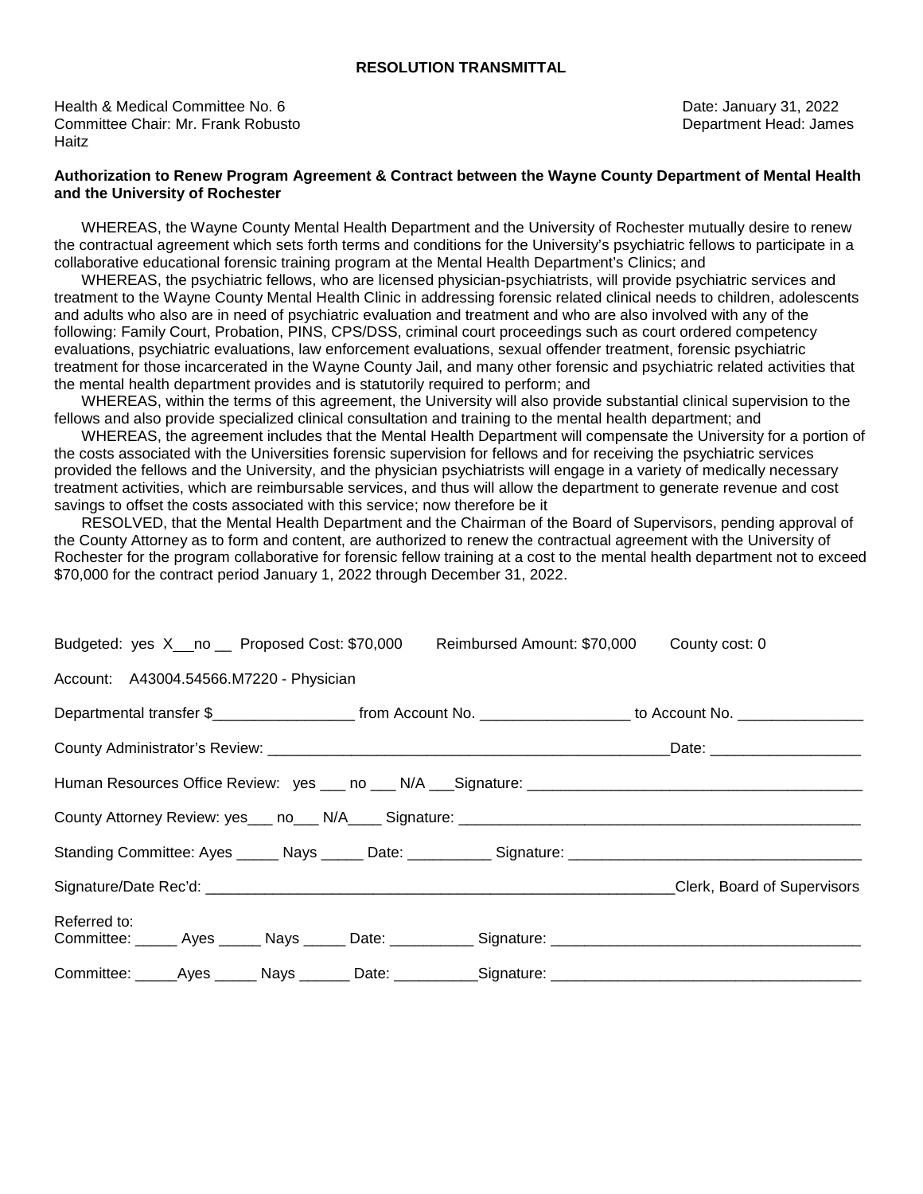**RESOLUTION TRANSMITTAL**

Health & Medical Committee No. 6
Committee Chair: Mr. Frank Robusto

Date: January 31, 2022
Department Head: James Haitz

**Authorization to Renew Program Agreement & Contract between the Wayne County Department of Mental Health and the University of Rochester**

WHEREAS, the Wayne County Mental Health Department and the University of Rochester mutually desire to renew the contractual agreement which sets forth terms and conditions for the University's psychiatric fellows to participate in a collaborative educational forensic training program at the Mental Health Department's Clinics; and

WHEREAS, the psychiatric fellows, who are licensed physician-psychiatrists, will provide psychiatric services and treatment to the Wayne County Mental Health Clinic in addressing forensic related clinical needs to children, adolescents and adults who also are in need of psychiatric evaluation and treatment and who are also involved with any of the following: Family Court, Probation, PINS, CPS/DSS, criminal court proceedings such as court ordered competency evaluations, psychiatric evaluations, law enforcement evaluations, sexual offender treatment, forensic psychiatric treatment for those incarcerated in the Wayne County Jail, and many other forensic and psychiatric related activities that the mental health department provides and is statutorily required to perform; and

WHEREAS, within the terms of this agreement, the University will also provide substantial clinical supervision to the fellows and also provide specialized clinical consultation and training to the mental health department; and

WHEREAS, the agreement includes that the Mental Health Department will compensate the University for a portion of the costs associated with the Universities forensic supervision for fellows and for receiving the psychiatric services provided the fellows and the University, and the physician psychiatrists will engage in a variety of medically necessary treatment activities, which are reimbursable services, and thus will allow the department to generate revenue and cost savings to offset the costs associated with this service; now therefore be it

RESOLVED, that the Mental Health Department and the Chairman of the Board of Supervisors, pending approval of the County Attorney as to form and content, are authorized to renew the contractual agreement with the University of Rochester for the program collaborative for forensic fellow training at a cost to the mental health department not to exceed $70,000 for the contract period January 1, 2022 through December 31, 2022.

Budgeted: yes X__ no __ Proposed Cost: $70,000 Reimbursed Amount: $70,000 County cost: 0

Account: A43004.54566.M7220 - Physician

Departmental transfer $_________________ from Account No. _________________ to Account No. _______________

County Administrator's Review: __________________________________________________Date: __________________

Human Resources Office Review: yes ___ no ___ N/A ___Signature: ________________________________________

County Attorney Review: yes___ no___ N/A____ Signature: ________________________________________________

Standing Committee: Ayes _____ Nays _____ Date: __________ Signature: ___________________________________

Signature/Date Rec'd: ________________________________________________________Clerk, Board of Supervisors

Referred to:
Committee: _____ Ayes _____ Nays _____ Date: __________ Signature: ___________________________________

Committee: _____Ayes _____ Nays ______ Date: __________Signature: ____________________________________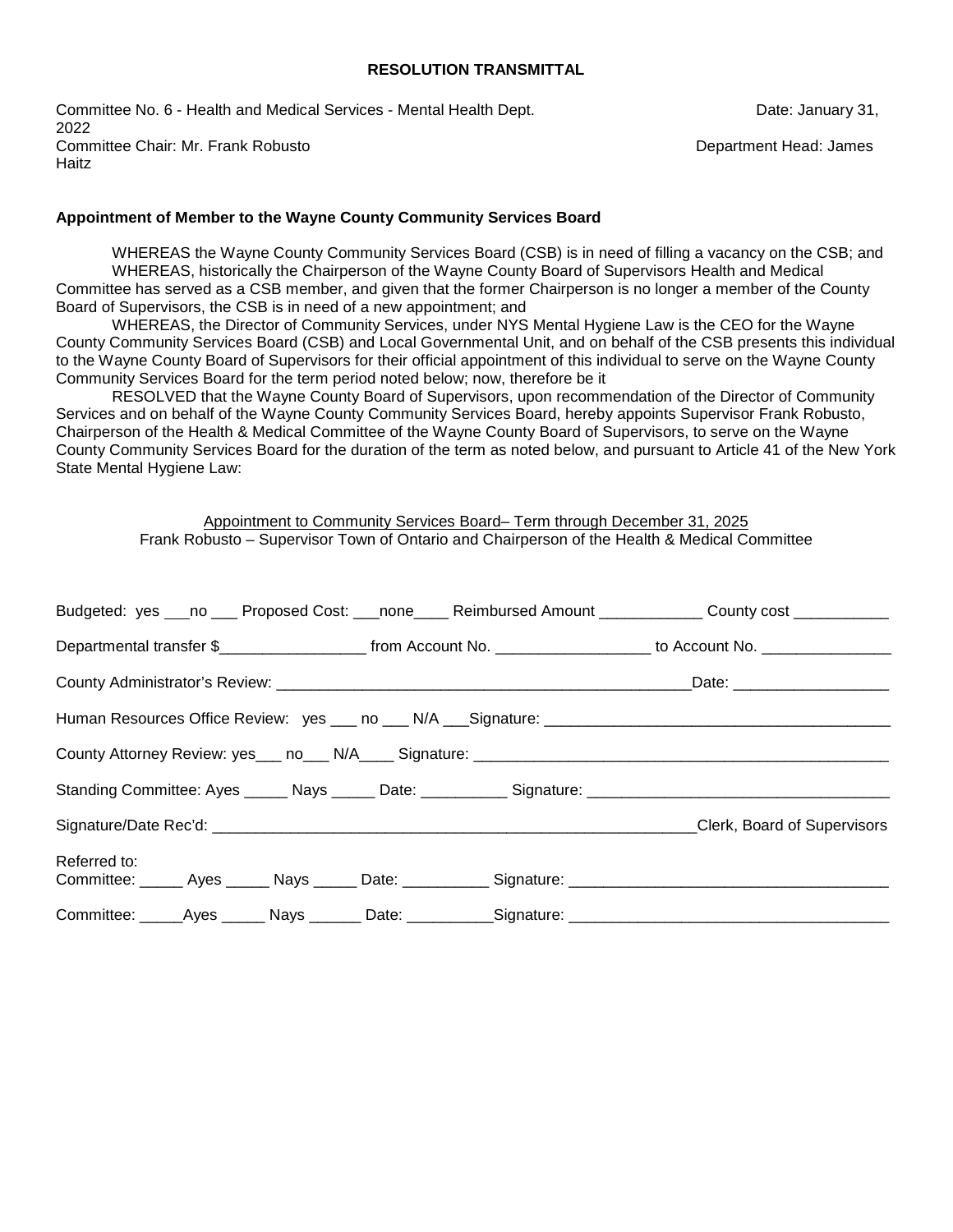**RESOLUTION TRANSMITTAL**

Committee No. 6 - Health and Medical Services - Mental Health Dept. Date: January 31, 2022
Committee Chair: Mr. Frank Robusto Department Head: James Haitz

**Appointment of Member to the Wayne County Community Services Board**

WHEREAS the Wayne County Community Services Board (CSB) is in need of filling a vacancy on the CSB; and

WHEREAS, historically the Chairperson of the Wayne County Board of Supervisors Health and Medical Committee has served as a CSB member, and given that the former Chairperson is no longer a member of the County Board of Supervisors, the CSB is in need of a new appointment; and

WHEREAS, the Director of Community Services, under NYS Mental Hygiene Law is the CEO for the Wayne County Community Services Board (CSB) and Local Governmental Unit, and on behalf of the CSB presents this individual to the Wayne County Board of Supervisors for their official appointment of this individual to serve on the Wayne County Community Services Board for the term period noted below; now, therefore be it

RESOLVED that the Wayne County Board of Supervisors, upon recommendation of the Director of Community Services and on behalf of the Wayne County Community Services Board, hereby appoints Supervisor Frank Robusto, Chairperson of the Health & Medical Committee of the Wayne County Board of Supervisors, to serve on the Wayne County Community Services Board for the duration of the term as noted below, and pursuant to Article 41 of the New York State Mental Hygiene Law:

Appointment to Community Services Board– Term through December 31, 2025
Frank Robusto – Supervisor Town of Ontario and Chairperson of the Health & Medical Committee

Budgeted: yes ___no ___ Proposed Cost: ___none____ Reimbursed Amount ____________ County cost ___________

Departmental transfer $_________________ from Account No. _________________ to Account No. _______________

County Administrator's Review: _________________________________________________Date: __________________

Human Resources Office Review: yes ___ no ___ N/A ___Signature: ________________________________________

County Attorney Review: yes___ no___ N/A____ Signature: _________________________________________________

Standing Committee: Ayes _____ Nays _____ Date: __________ Signature: ___________________________________

Signature/Date Rec'd: __________________________________________________________Clerk, Board of Supervisors

Referred to:
Committee: _____ Ayes _____ Nays _____ Date: __________ Signature: _____________________________________

Committee: _____Ayes _____ Nays ______ Date: __________Signature: _____________________________________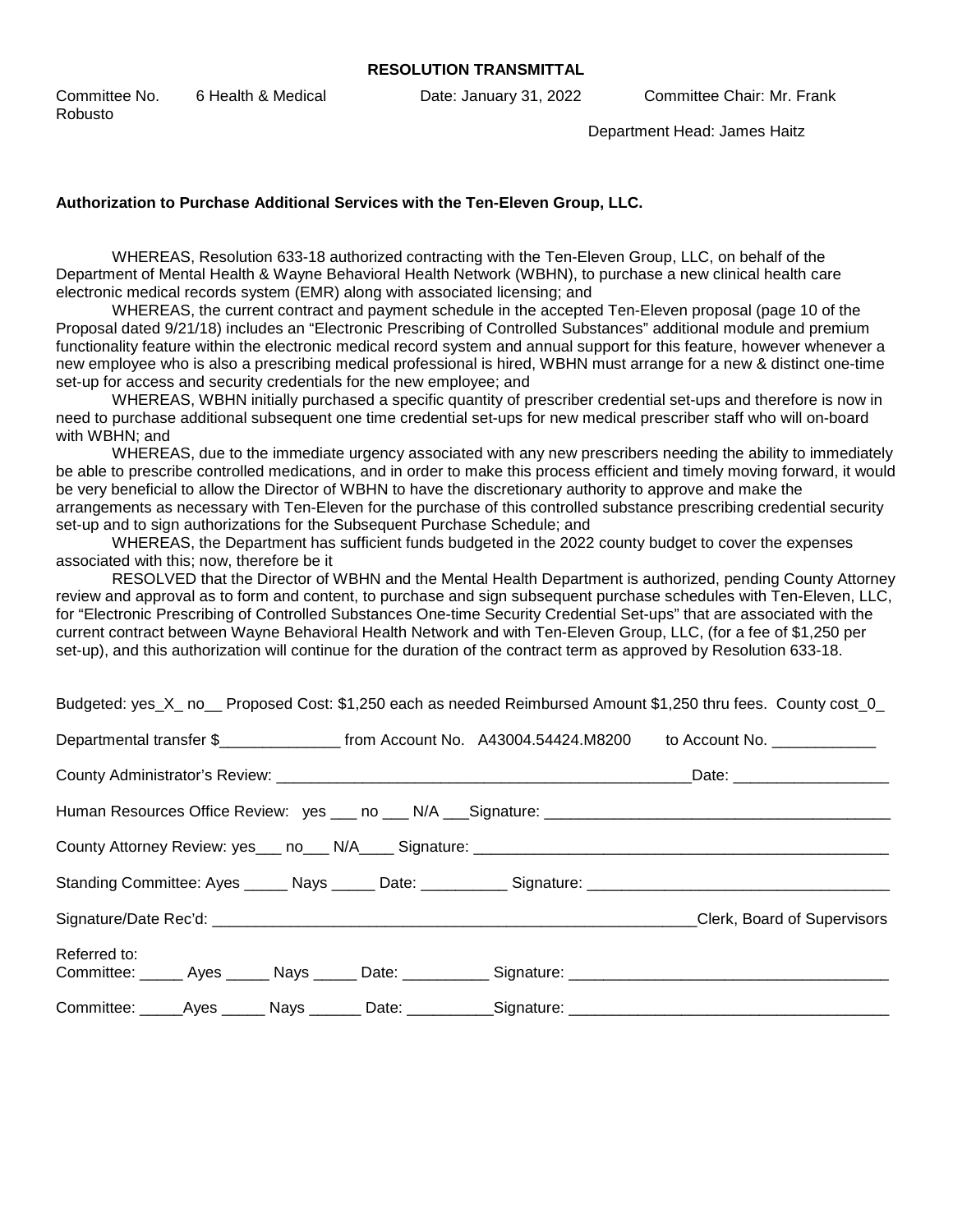**RESOLUTION TRANSMITTAL**

Committee No. 6 Health & Medical Date: January 31, 2022 Committee Chair: Mr. Frank Robusto

Department Head: James Haitz

**Authorization to Purchase Additional Services with the Ten-Eleven Group, LLC.**

WHEREAS, Resolution 633-18 authorized contracting with the Ten-Eleven Group, LLC, on behalf of the Department of Mental Health & Wayne Behavioral Health Network (WBHN), to purchase a new clinical health care electronic medical records system (EMR) along with associated licensing; and

WHEREAS, the current contract and payment schedule in the accepted Ten-Eleven proposal (page 10 of the Proposal dated 9/21/18) includes an "Electronic Prescribing of Controlled Substances" additional module and premium functionality feature within the electronic medical record system and annual support for this feature, however whenever a new employee who is also a prescribing medical professional is hired, WBHN must arrange for a new & distinct one-time set-up for access and security credentials for the new employee; and

WHEREAS, WBHN initially purchased a specific quantity of prescriber credential set-ups and therefore is now in need to purchase additional subsequent one time credential set-ups for new medical prescriber staff who will on-board with WBHN; and

WHEREAS, due to the immediate urgency associated with any new prescribers needing the ability to immediately be able to prescribe controlled medications, and in order to make this process efficient and timely moving forward, it would be very beneficial to allow the Director of WBHN to have the discretionary authority to approve and make the arrangements as necessary with Ten-Eleven for the purchase of this controlled substance prescribing credential security set-up and to sign authorizations for the Subsequent Purchase Schedule; and

WHEREAS, the Department has sufficient funds budgeted in the 2022 county budget to cover the expenses associated with this; now, therefore be it

RESOLVED that the Director of WBHN and the Mental Health Department is authorized, pending County Attorney review and approval as to form and content, to purchase and sign subsequent purchase schedules with Ten-Eleven, LLC, for "Electronic Prescribing of Controlled Substances One-time Security Credential Set-ups" that are associated with the current contract between Wayne Behavioral Health Network and with Ten-Eleven Group, LLC, (for a fee of $1,250 per set-up), and this authorization will continue for the duration of the contract term as approved by Resolution 633-18.

Budgeted: yes_X_ no__ Proposed Cost: $1,250 each as needed Reimbursed Amount $1,250 thru fees. County cost_0_

Departmental transfer $______________ from Account No. A43004.54424.M8200 to Account No. ____________

County Administrator's Review: _________________________________________________Date: __________________

Human Resources Office Review: yes ___ no ___ N/A ___Signature: ________________________________________

County Attorney Review: yes___ no___ N/A____ Signature: __________________________________________________

Standing Committee: Ayes _____ Nays _____ Date: __________ Signature: ___________________________________

Signature/Date Rec'd: _________________________________________________________Clerk, Board of Supervisors

Referred to:
Committee: _____ Ayes _____ Nays _____ Date: __________ Signature: _____________________________________

Committee: _____Ayes _____ Nays ______ Date: __________Signature: _____________________________________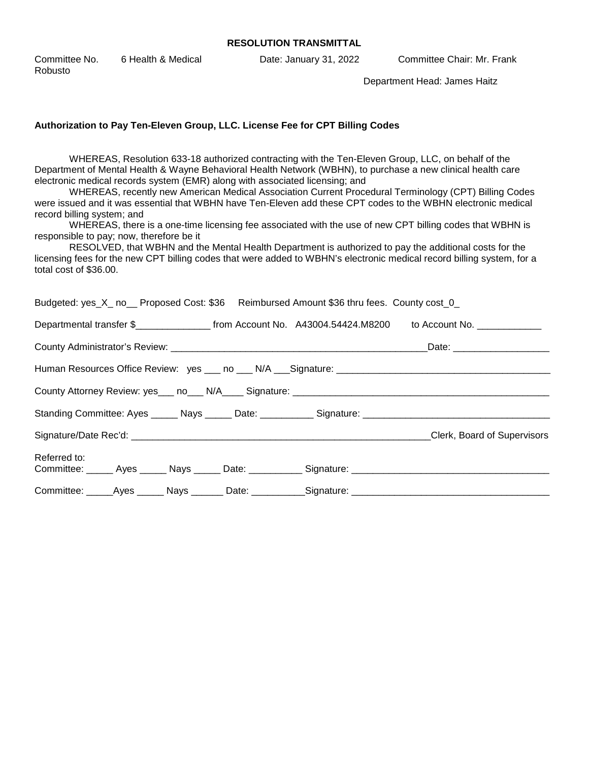**RESOLUTION TRANSMITTAL**

Committee No. 6 Health & Medical Date: January 31, 2022 Committee Chair: Mr. Frank Robusto

Department Head: James Haitz

**Authorization to Pay Ten-Eleven Group, LLC. License Fee for CPT Billing Codes**

WHEREAS, Resolution 633-18 authorized contracting with the Ten-Eleven Group, LLC, on behalf of the Department of Mental Health & Wayne Behavioral Health Network (WBHN), to purchase a new clinical health care electronic medical records system (EMR) along with associated licensing; and

WHEREAS, recently new American Medical Association Current Procedural Terminology (CPT) Billing Codes were issued and it was essential that WBHN have Ten-Eleven add these CPT codes to the WBHN electronic medical record billing system; and

WHEREAS, there is a one-time licensing fee associated with the use of new CPT billing codes that WBHN is responsible to pay; now, therefore be it

RESOLVED, that WBHN and the Mental Health Department is authorized to pay the additional costs for the licensing fees for the new CPT billing codes that were added to WBHN's electronic medical record billing system, for a total cost of $36.00.

Budgeted: yes_X_ no__ Proposed Cost: $36 Reimbursed Amount $36 thru fees. County cost_0_

Departmental transfer $______________ from Account No. A43004.54424.M8200 to Account No. ____________

County Administrator's Review: __________________________________________________Date: __________________

Human Resources Office Review: yes ___ no ___ N/A ___Signature: ________________________________________

County Attorney Review: yes___ no___ N/A____ Signature: _________________________________________________

Standing Committee: Ayes _____ Nays _____ Date: __________ Signature: ___________________________________

Signature/Date Rec'd: __________________________________________________________Clerk, Board of Supervisors

Referred to:
Committee: _____ Ayes _____ Nays _____ Date: __________ Signature: _____________________________________

Committee: _____Ayes _____ Nays ______ Date: __________Signature: _____________________________________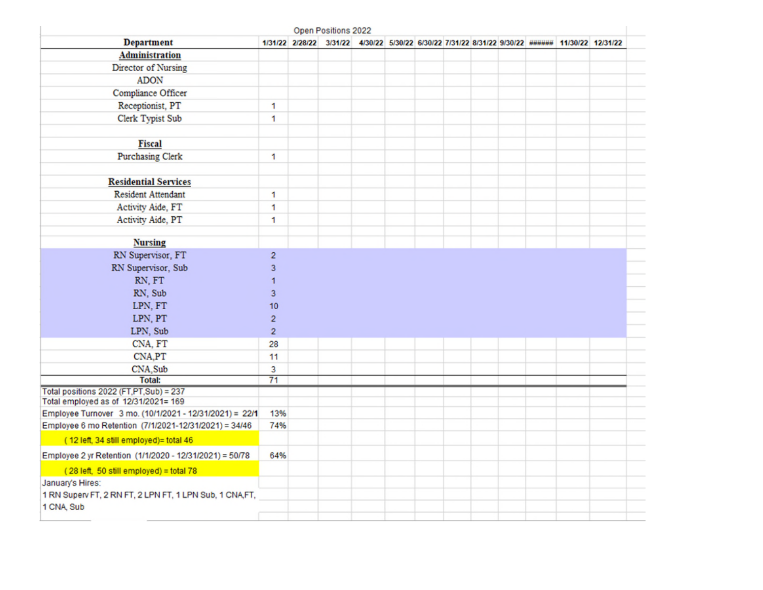Open Positions 2022

| Department | 1/31/22 | 2/28/22 | 3/31/22 | 4/30/22 | 5/30/22 | 6/30/22 | 7/31/22 | 8/31/22 | 9/30/22 | ###### | 11/30/22 | 12/31/22 |
|---|---|---|---|---|---|---|---|---|---|---|---|---|
| **Administration** | | | | | | | | | | | | |
| Director of Nursing | | | | | | | | | | | | |
| ADON | | | | | | | | | | | | |
| Compliance Officer | | | | | | | | | | | | |
| Receptionist, PT | 1 | | | | | | | | | | | |
| Clerk Typist Sub | 1 | | | | | | | | | | | |
| | | | | | | | | | | | | |
| **Fiscal** | | | | | | | | | | | | |
| Purchasing Clerk | 1 | | | | | | | | | | | |
| | | | | | | | | | | | | |
| **Residential Services** | | | | | | | | | | | | |
| Resident Attendant | 1 | | | | | | | | | | | |
| Activity Aide, FT | 1 | | | | | | | | | | | |
| Activity Aide, PT | 1 | | | | | | | | | | | |
| | | | | | | | | | | | | |
| **Nursing** | | | | | | | | | | | | |
| RN Supervisor, FT | 2 | | | | | | | | | | | |
| RN Supervisor, Sub | 3 | | | | | | | | | | | |
| RN, FT | 1 | | | | | | | | | | | |
| RN, Sub | 3 | | | | | | | | | | | |
| LPN, FT | 10 | | | | | | | | | | | |
| LPN, PT | 2 | | | | | | | | | | | |
| LPN, Sub | 2 | | | | | | | | | | | |
| CNA, FT | 28 | | | | | | | | | | | |
| CNA,PT | 11 | | | | | | | | | | | |
| CNA,Sub | 3 | | | | | | | | | | | |
| **Total:** | 71 | | | | | | | | | | | |

Total positions 2022 (FT,PT,Sub) = 237

Total employed as of 12/31/2021= 169

| | |
|---|---|
| Employee Turnover 3 mo. (10/1/2021 - 12/31/2021) = 22/1 | 13% |
| Employee 6 mo Retention (7/1/2021-12/31/2021) = 34/46 | 74% |
| (12 left, 34 still employed)= total 46 | |
| Employee 2 yr Retention (1/1/2020 - 12/31/2021) = 50/78 | 64% |
| (28 left, 50 still employed) = total 78 | |

January's Hires:

1 RN Superv FT, 2 RN FT, 2 LPN FT, 1 LPN Sub, 1 CNA,FT, 1 CNA, Sub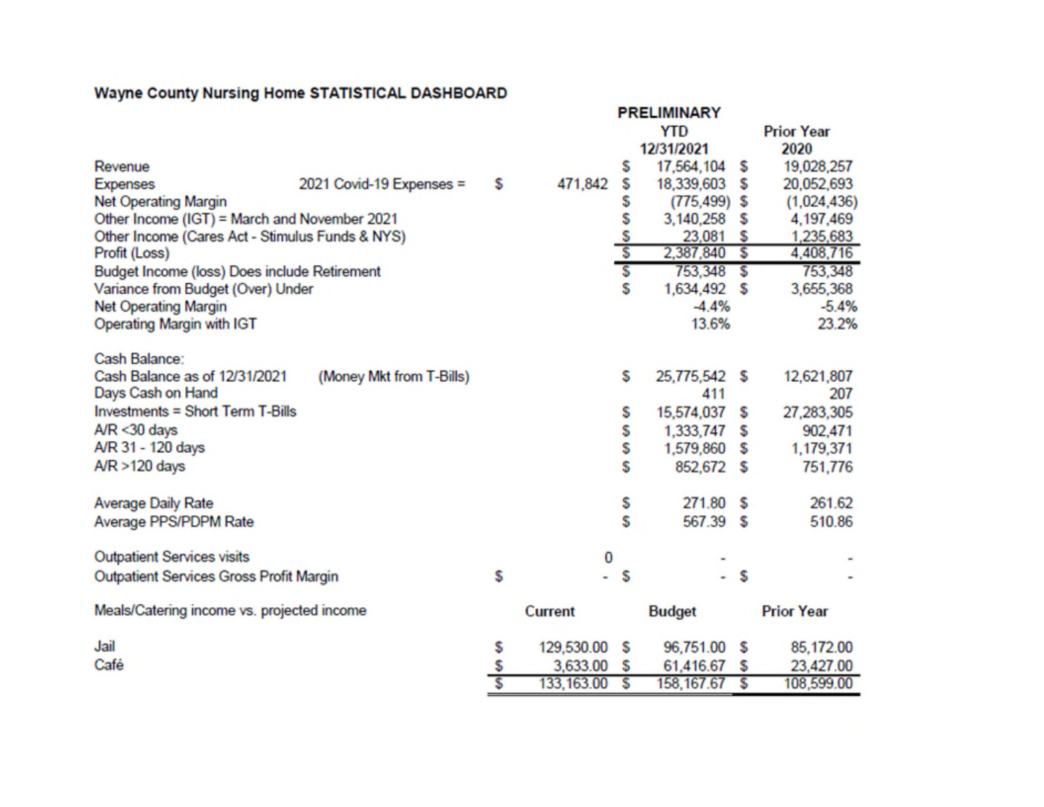## Wayne County Nursing Home STATISTICAL DASHBOARD

| | | PRELIMINARY YTD 12/31/2021 | Prior Year 2020 |
|---|---|---|---|
| Revenue | | $ 17,564,104 | $ 19,028,257 |
| Expenses | 2021 Covid-19 Expenses = $ 471,842 | $ 18,339,603 | $ 20,052,693 |
| Net Operating Margin | | $ (775,499) | $ (1,024,436) |
| Other Income (IGT) = March and November 2021 | | $ 3,140,258 | $ 4,197,469 |
| Other Income (Cares Act - Stimulus Funds & NYS) | | $ 23,081 | $ 1,235,683 |
| Profit (Loss) | | $ 2,387,840 | $ 4,408,716 |
| Budget Income (loss) Does include Retirement | | $ 753,348 | $ 753,348 |
| Variance from Budget (Over) Under | | $ 1,634,492 | $ 3,655,368 |
| Net Operating Margin | | -4.4% | -5.4% |
| Operating Margin with IGT | | 13.6% | 23.2% |
| | | | |
| Cash Balance: | | | |
| Cash Balance as of 12/31/2021 | (Money Mkt from T-Bills) | $ 25,775,542 | $ 12,621,807 |
| Days Cash on Hand | | 411 | 207 |
| Investments = Short Term T-Bills | | $ 15,574,037 | $ 27,283,305 |
| A/R <30 days | | $ 1,333,747 | $ 902,471 |
| A/R 31 - 120 days | | $ 1,579,860 | $ 1,179,371 |
| A/R >120 days | | $ 852,672 | $ 751,776 |
| | | | |
| Average Daily Rate | | $ 271.80 | $ 261.62 |
| Average PPS/PDPM Rate | | $ 567.39 | $ 510.86 |
| | | | |
| Outpatient Services visits | 0 | - | - |
| Outpatient Services Gross Profit Margin | $ - | $ - | $ - |

| Meals/Catering income vs. projected income | Current | Budget | Prior Year |
|---|---|---|---|
| Jail | $ 129,530.00 | $ 96,751.00 | $ 85,172.00 |
| Café | $ 3,633.00 | $ 61,416.67 | $ 23,427.00 |
| | $ 133,163.00 | $ 158,167.67 | $ 108,599.00 |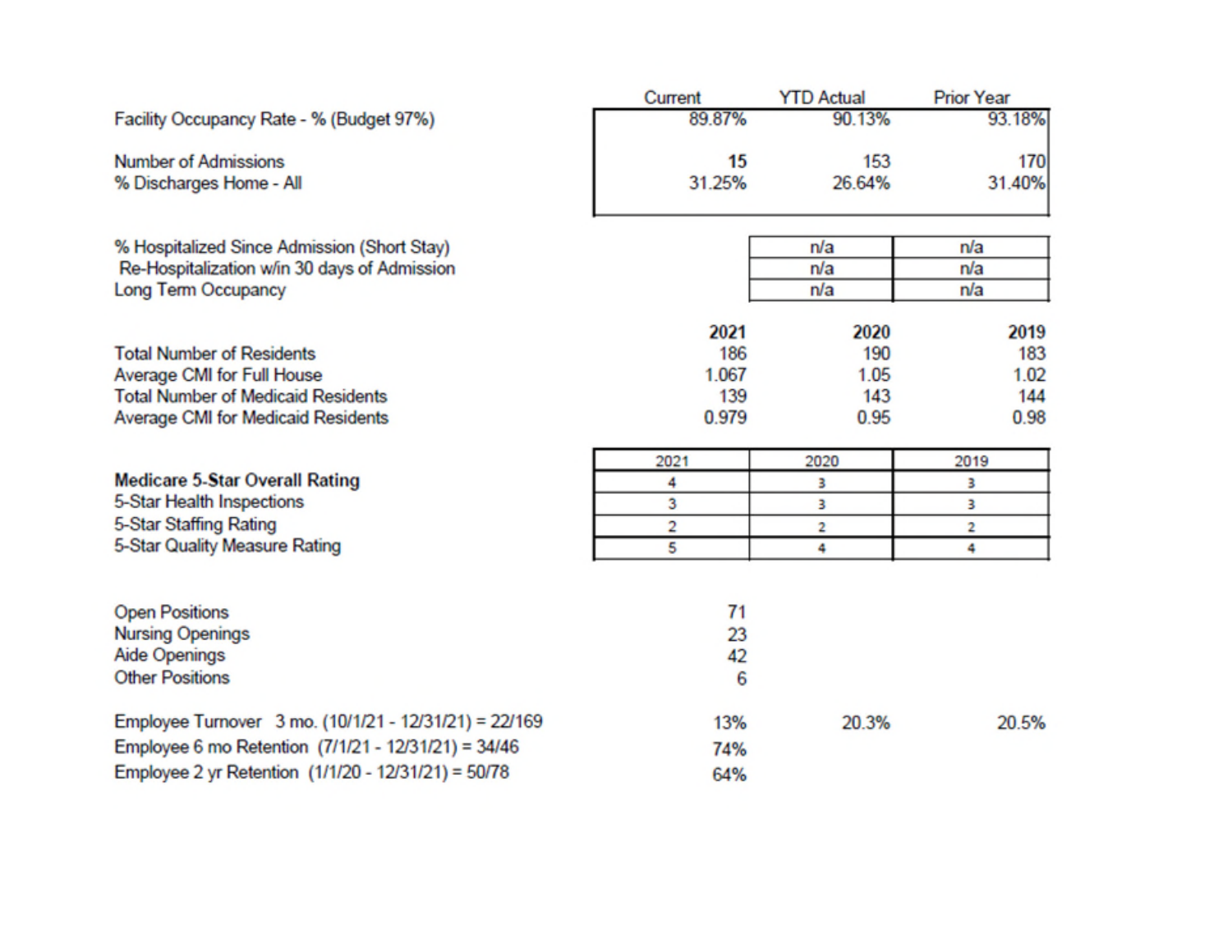| | Current | YTD Actual | Prior Year |
|---|---|---|---|
| Facility Occupancy Rate - % (Budget 97%) | 89.87% | 90.13% | 93.18% |
| Number of Admissions | **15** | 153 | 170 |
| % Discharges Home - All | 31.25% | 26.64% | 31.40% |
| % Hospitalized Since Admission (Short Stay) | | n/a | n/a |
| Re-Hospitalization w/in 30 days of Admission | | n/a | n/a |
| Long Term Occupancy | | n/a | n/a |

| | **2021** | **2020** | **2019** |
|---|---|---|---|
| Total Number of Residents | 186 | 190 | 183 |
| Average CMI for Full House | 1.067 | 1.05 | 1.02 |
| Total Number of Medicaid Residents | 139 | 143 | 144 |
| Average CMI for Medicaid Residents | 0.979 | 0.95 | 0.98 |

| | 2021 | 2020 | 2019 |
|---|---|---|---|
| **Medicare 5-Star Overall Rating** | 4 | 3 | 3 |
| 5-Star Health Inspections | 3 | 3 | 3 |
| 5-Star Staffing Rating | 2 | 2 | 2 |
| 5-Star Quality Measure Rating | 5 | 4 | 4 |

| | | | |
|---|---|---|---|
| Open Positions | 71 | | |
| Nursing Openings | 23 | | |
| Aide Openings | 42 | | |
| Other Positions | 6 | | |
| Employee Turnover 3 mo. (10/1/21 - 12/31/21) = 22/169 | 13% | 20.3% | 20.5% |
| Employee 6 mo Retention (7/1/21 - 12/31/21) = 34/46 | 74% | | |
| Employee 2 yr Retention (1/1/20 - 12/31/21) = 50/78 | 64% | | |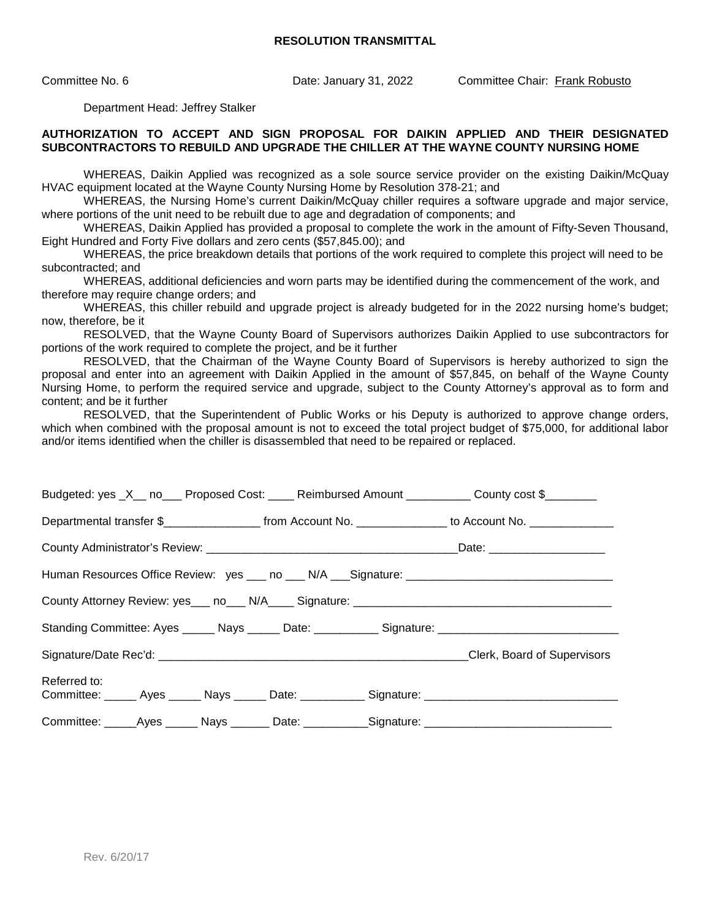**RESOLUTION TRANSMITTAL**

Committee No. 6 Date: January 31, 2022 Committee Chair: Frank Robusto

Department Head: Jeffrey Stalker

**AUTHORIZATION TO ACCEPT AND SIGN PROPOSAL FOR DAIKIN APPLIED AND THEIR DESIGNATED SUBCONTRACTORS TO REBUILD AND UPGRADE THE CHILLER AT THE WAYNE COUNTY NURSING HOME**

WHEREAS, Daikin Applied was recognized as a sole source service provider on the existing Daikin/McQuay HVAC equipment located at the Wayne County Nursing Home by Resolution 378-21; and

WHEREAS, the Nursing Home's current Daikin/McQuay chiller requires a software upgrade and major service, where portions of the unit need to be rebuilt due to age and degradation of components; and

WHEREAS, Daikin Applied has provided a proposal to complete the work in the amount of Fifty-Seven Thousand, Eight Hundred and Forty Five dollars and zero cents ($57,845.00); and

WHEREAS, the price breakdown details that portions of the work required to complete this project will need to be subcontracted; and

WHEREAS, additional deficiencies and worn parts may be identified during the commencement of the work, and therefore may require change orders; and

WHEREAS, this chiller rebuild and upgrade project is already budgeted for in the 2022 nursing home's budget; now, therefore, be it

RESOLVED, that the Wayne County Board of Supervisors authorizes Daikin Applied to use subcontractors for portions of the work required to complete the project, and be it further

RESOLVED, that the Chairman of the Wayne County Board of Supervisors is hereby authorized to sign the proposal and enter into an agreement with Daikin Applied in the amount of $57,845, on behalf of the Wayne County Nursing Home, to perform the required service and upgrade, subject to the County Attorney's approval as to form and content; and be it further

RESOLVED, that the Superintendent of Public Works or his Deputy is authorized to approve change orders, which when combined with the proposal amount is not to exceed the total project budget of $75,000, for additional labor and/or items identified when the chiller is disassembled that need to be repaired or replaced.

Budgeted: yes _X__ no___ Proposed Cost: ____ Reimbursed Amount __________ County cost $________

Departmental transfer $_______________ from Account No. ______________ to Account No. _____________

County Administrator's Review: ________________________________________Date: __________________

Human Resources Office Review: yes ___ no ___ N/A ___Signature: ________________________________

County Attorney Review: yes___ no___ N/A____ Signature: ________________________________________

Standing Committee: Ayes _____ Nays _____ Date: __________ Signature: ____________________________

Signature/Date Rec'd: _________________________________________________Clerk, Board of Supervisors

Referred to:
Committee: _____ Ayes _____ Nays _____ Date: __________ Signature: ______________________________

Committee: _____Ayes _____ Nays ______ Date: __________Signature: ____________________________

Rev. 6/20/17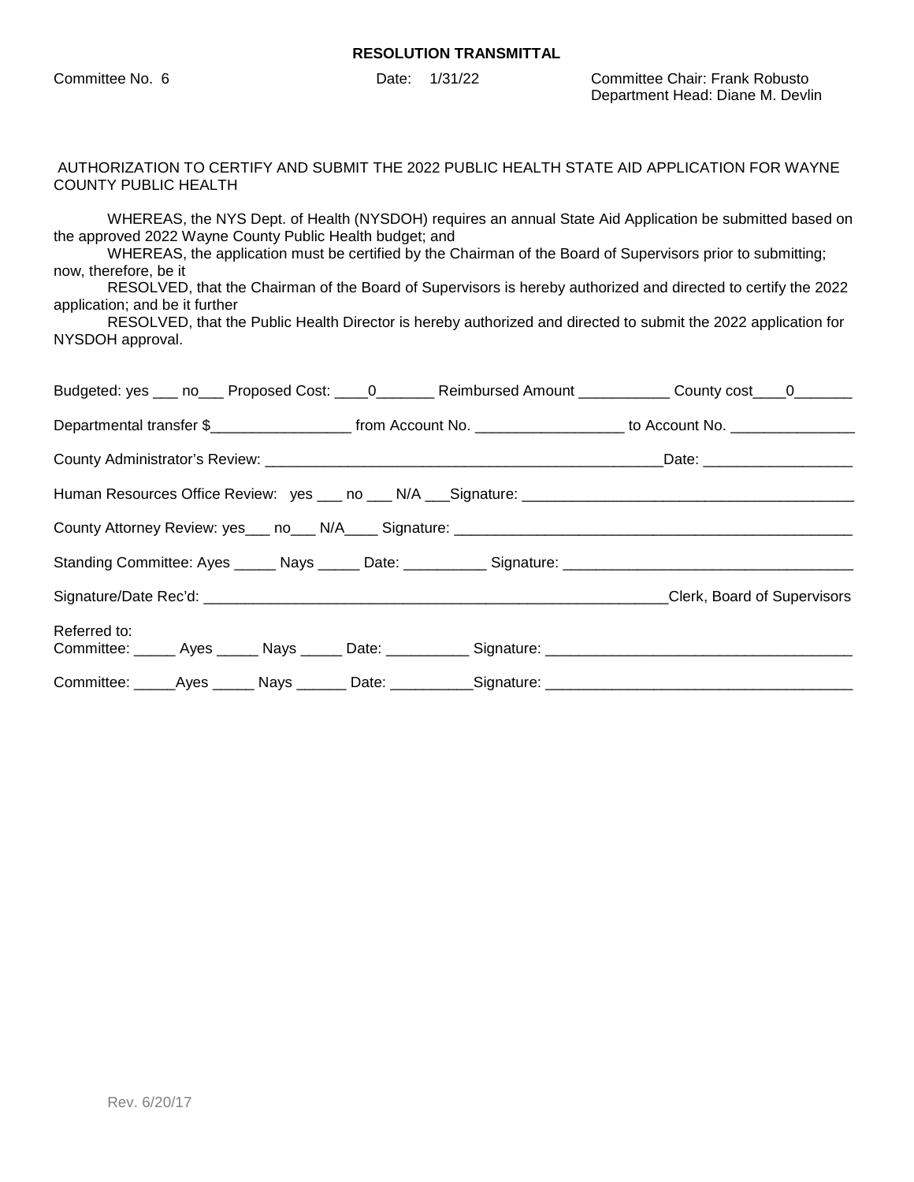**RESOLUTION TRANSMITTAL**

Committee No. 6 Date: 1/31/22 Committee Chair: Frank Robusto
Department Head: Diane M. Devlin

AUTHORIZATION TO CERTIFY AND SUBMIT THE 2022 PUBLIC HEALTH STATE AID APPLICATION FOR WAYNE COUNTY PUBLIC HEALTH

WHEREAS, the NYS Dept. of Health (NYSDOH) requires an annual State Aid Application be submitted based on the approved 2022 Wayne County Public Health budget; and

WHEREAS, the application must be certified by the Chairman of the Board of Supervisors prior to submitting; now, therefore, be it

RESOLVED, that the Chairman of the Board of Supervisors is hereby authorized and directed to certify the 2022 application; and be it further

RESOLVED, that the Public Health Director is hereby authorized and directed to submit the 2022 application for NYSDOH approval.

Budgeted: yes ___ no___ Proposed Cost: ____0_______ Reimbursed Amount ___________ County cost____0_______

Departmental transfer $_________________ from Account No. __________________ to Account No. _______________

County Administrator's Review: __________________________________________________Date: __________________

Human Resources Office Review: yes ___ no ___ N/A ___Signature: ________________________________________

County Attorney Review: yes___ no___ N/A____ Signature: __________________________________________________

Standing Committee: Ayes _____ Nays _____ Date: __________ Signature: ___________________________________

Signature/Date Rec'd: _________________________________________________________Clerk, Board of Supervisors

Referred to:
Committee: _____ Ayes _____ Nays _____ Date: __________ Signature: _____________________________________

Committee: _____Ayes _____ Nays ______ Date: __________Signature: _____________________________________

Rev. 6/20/17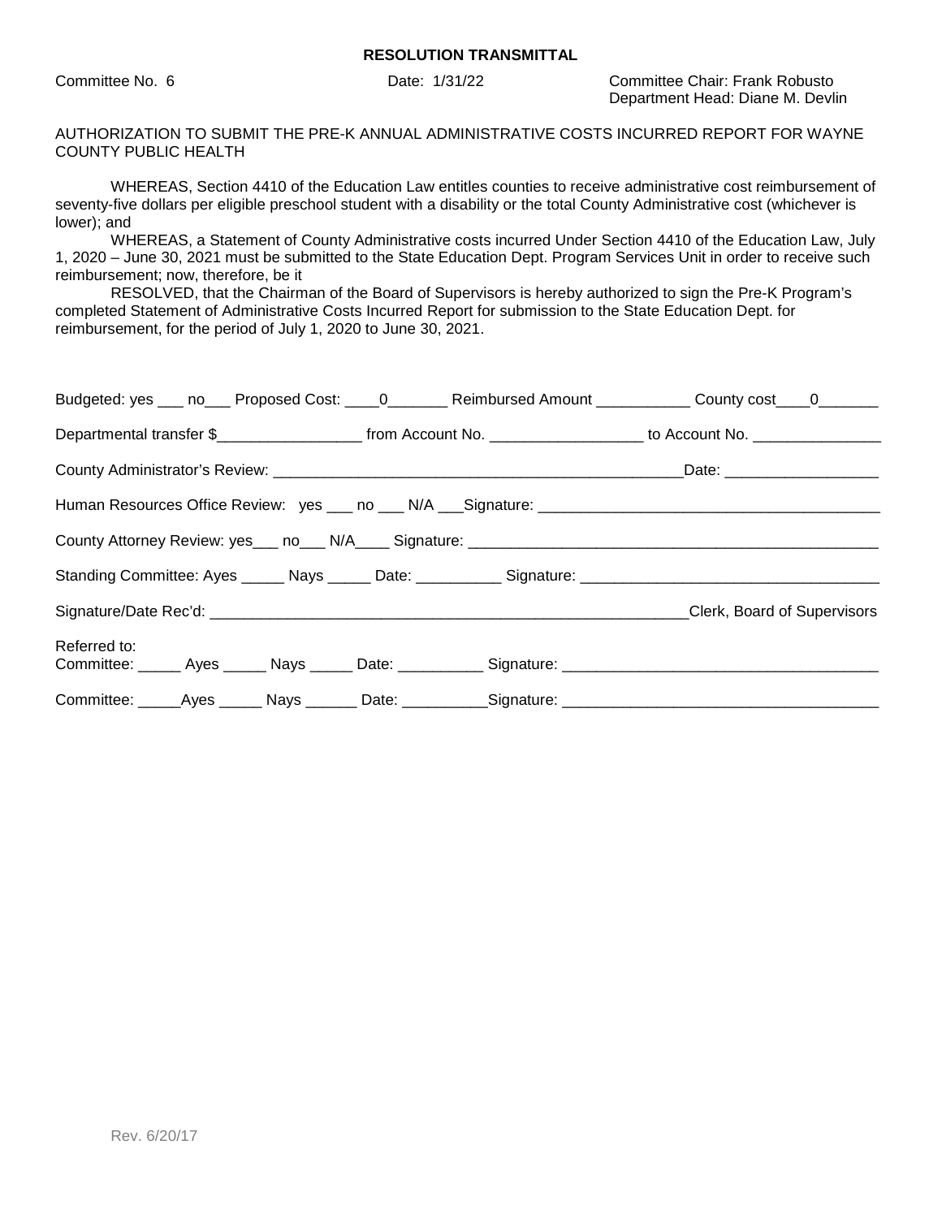**RESOLUTION TRANSMITTAL**

Committee No. 6 Date: 1/31/22 Committee Chair: Frank Robusto
Department Head: Diane M. Devlin

AUTHORIZATION TO SUBMIT THE PRE-K ANNUAL ADMINISTRATIVE COSTS INCURRED REPORT FOR WAYNE COUNTY PUBLIC HEALTH

WHEREAS, Section 4410 of the Education Law entitles counties to receive administrative cost reimbursement of seventy-five dollars per eligible preschool student with a disability or the total County Administrative cost (whichever is lower); and

WHEREAS, a Statement of County Administrative costs incurred Under Section 4410 of the Education Law, July 1, 2020 – June 30, 2021 must be submitted to the State Education Dept. Program Services Unit in order to receive such reimbursement; now, therefore, be it

RESOLVED, that the Chairman of the Board of Supervisors is hereby authorized to sign the Pre-K Program's completed Statement of Administrative Costs Incurred Report for submission to the State Education Dept. for reimbursement, for the period of July 1, 2020 to June 30, 2021.

Budgeted: yes ___ no___ Proposed Cost: ____0_______ Reimbursed Amount ___________ County cost____0_______

Departmental transfer $_________________ from Account No. _________________ to Account No. _______________

County Administrator's Review: _________________________________________________Date: __________________

Human Resources Office Review: yes ___ no ___ N/A ___Signature: ________________________________________

County Attorney Review: yes___ no___ N/A____ Signature: _________________________________________________

Standing Committee: Ayes _____ Nays _____ Date: __________ Signature: ___________________________________

Signature/Date Rec'd: ________________________________________________________Clerk, Board of Supervisors

Referred to:
Committee: _____ Ayes _____ Nays _____ Date: __________ Signature: _____________________________________

Committee: _____Ayes _____ Nays ______ Date: __________Signature: _____________________________________

Rev. 6/20/17